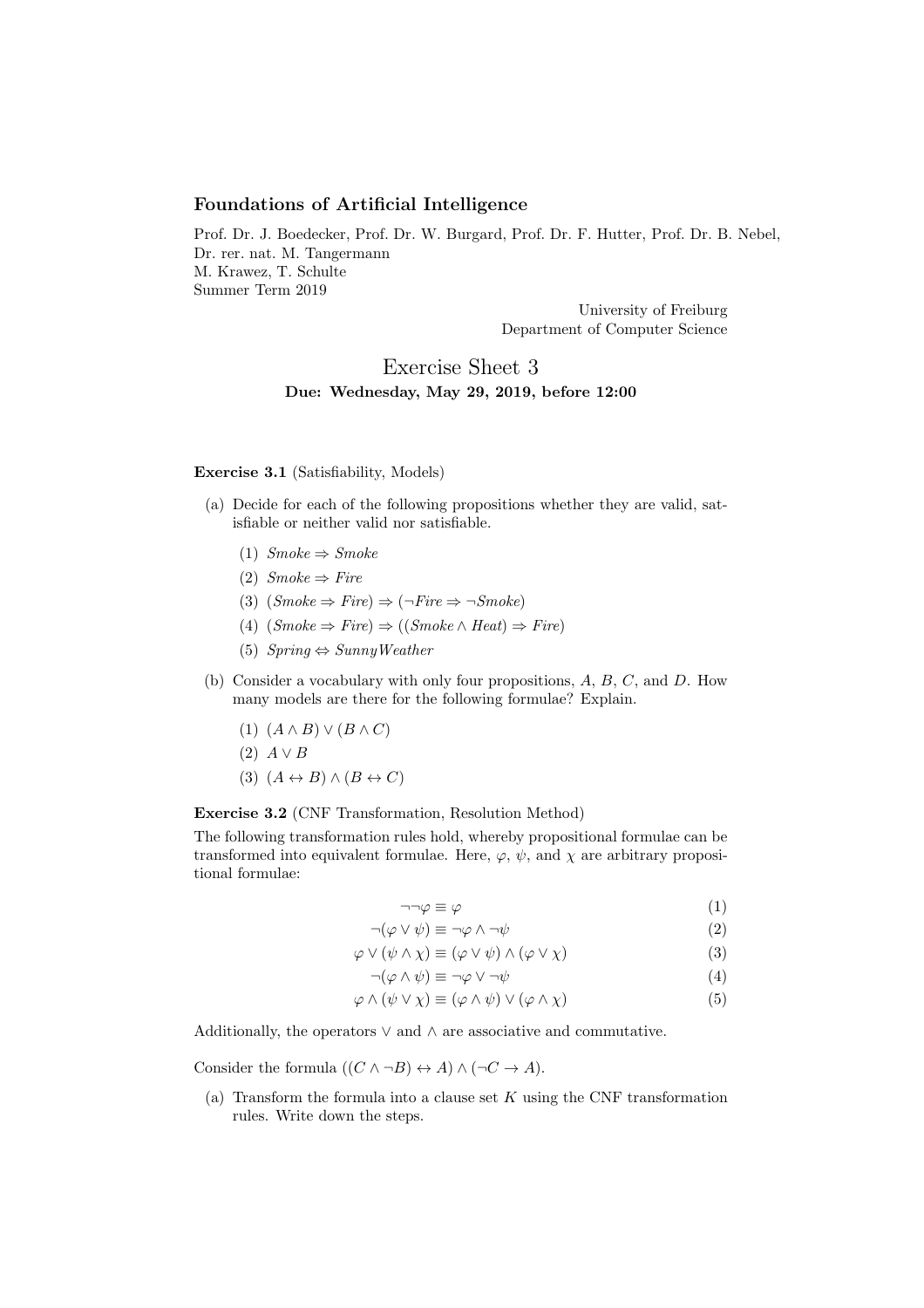**Foundations of Artificial Intelligence**

Prof. Dr. J. Boedecker, Prof. Dr. W. Burgard, Prof. Dr. F. Hutter, Prof. Dr. B. Nebel,
Dr. rer. nat. M. Tangermann
M. Krawez, T. Schulte
Summer Term 2019

University of Freiburg
Department of Computer Science

# Exercise Sheet 3

**Due: Wednesday, May 29, 2019, before 12:00**

**Exercise 3.1** (Satisfiability, Models)

(a) Decide for each of the following propositions whether they are valid, satisfiable or neither valid nor satisfiable.

(1) $Smoke \Rightarrow Smoke$

(2) $Smoke \Rightarrow Fire$

(3) $(Smoke \Rightarrow Fire) \Rightarrow (\neg Fire \Rightarrow \neg Smoke)$

(4) $(Smoke \Rightarrow Fire) \Rightarrow ((Smoke \wedge Heat) \Rightarrow Fire)$

(5) $Spring \Leftrightarrow SunnyWeather$

(b) Consider a vocabulary with only four propositions, $A$, $B$, $C$, and $D$. How many models are there for the following formulae? Explain.

(1) $(A \wedge B) \vee (B \wedge C)$

(2) $A \vee B$

(3) $(A \leftrightarrow B) \wedge (B \leftrightarrow C)$

**Exercise 3.2** (CNF Transformation, Resolution Method)

The following transformation rules hold, whereby propositional formulae can be transformed into equivalent formulae. Here, $\varphi$, $\psi$, and $\chi$ are arbitrary propositional formulae:

$$\neg\neg\varphi \equiv \varphi \tag{1}$$

$$\neg(\varphi \vee \psi) \equiv \neg\varphi \wedge \neg\psi \tag{2}$$

$$\varphi \vee (\psi \wedge \chi) \equiv (\varphi \vee \psi) \wedge (\varphi \vee \chi) \tag{3}$$

$$\neg(\varphi \wedge \psi) \equiv \neg\varphi \vee \neg\psi \tag{4}$$

$$\varphi \wedge (\psi \vee \chi) \equiv (\varphi \wedge \psi) \vee (\varphi \wedge \chi) \tag{5}$$

Additionally, the operators $\vee$ and $\wedge$ are associative and commutative.

Consider the formula $((C \wedge \neg B) \leftrightarrow A) \wedge (\neg C \rightarrow A)$.

(a) Transform the formula into a clause set $K$ using the CNF transformation rules. Write down the steps.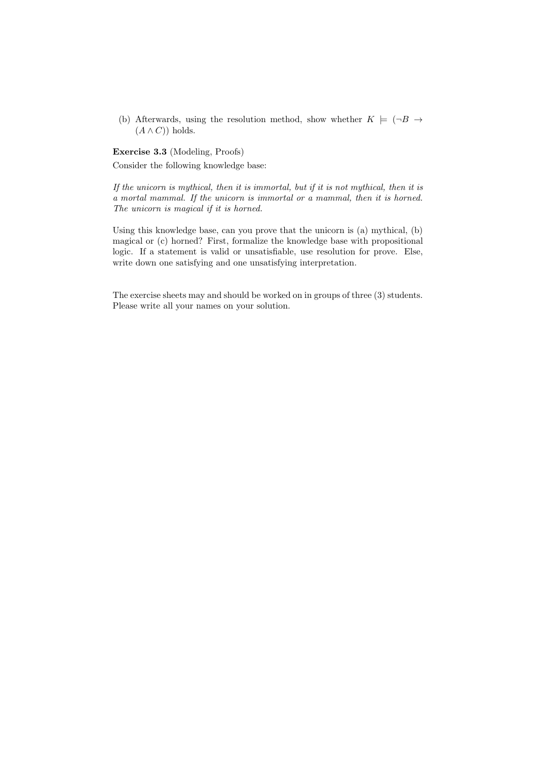(b) Afterwards, using the resolution method, show whether $K \models (\neg B \rightarrow (A \wedge C))$ holds.

**Exercise 3.3** (Modeling, Proofs)

Consider the following knowledge base:

*If the unicorn is mythical, then it is immortal, but if it is not mythical, then it is a mortal mammal. If the unicorn is immortal or a mammal, then it is horned. The unicorn is magical if it is horned.*

Using this knowledge base, can you prove that the unicorn is (a) mythical, (b) magical or (c) horned? First, formalize the knowledge base with propositional logic. If a statement is valid or unsatisfiable, use resolution for prove. Else, write down one satisfying and one unsatisfying interpretation.

The exercise sheets may and should be worked on in groups of three (3) students. Please write all your names on your solution.